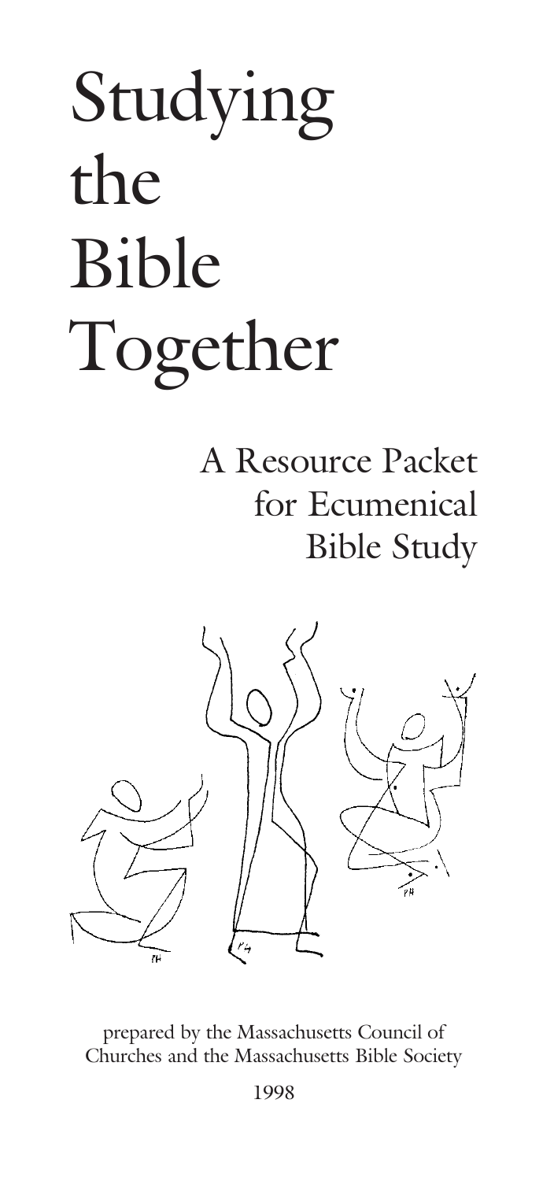# Studying the Bible Together

## A Resource Packet for Ecumenical Bible Study

prepared by the Massachusetts Council of Churches and the Massachusetts Bible Society

1998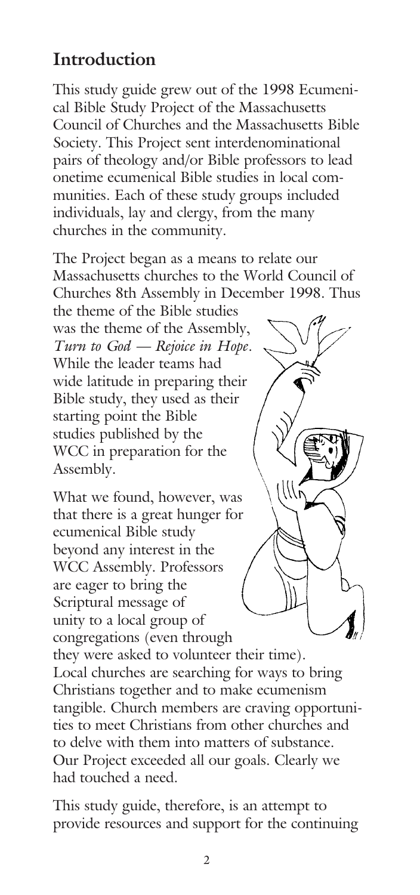## Introduction

This study guide grew out of the 1998 Ecumenical Bible Study Project of the Massachusetts Council of Churches and the Massachusetts Bible Society. This Project sent interdenominational pairs of theology and/or Bible professors to lead onetime ecumenical Bible studies in local communities. Each of these study groups included individuals, lay and clergy, from the many churches in the community.

The Project began as a means to relate our Massachusetts churches to the World Council of Churches 8th Assembly in December 1998. Thus the theme of the Bible studies was the theme of the Assembly, *Turn to God — Rejoice in Hope*. While the leader teams had wide latitude in preparing their Bible study, they used as their starting point the Bible studies published by the WCC in preparation for the Assembly.

What we found, however, was that there is a great hunger for ecumenical Bible study beyond any interest in the WCC Assembly. Professors are eager to bring the Scriptural message of unity to a local group of congregations (even through they were asked to volunteer their time). Local churches are searching for ways to bring Christians together and to make ecumenism tangible. Church members are craving opportunities to meet Christians from other churches and to delve with them into matters of substance. Our Project exceeded all our goals. Clearly we had touched a need.

This study guide, therefore, is an attempt to provide resources and support for the continuing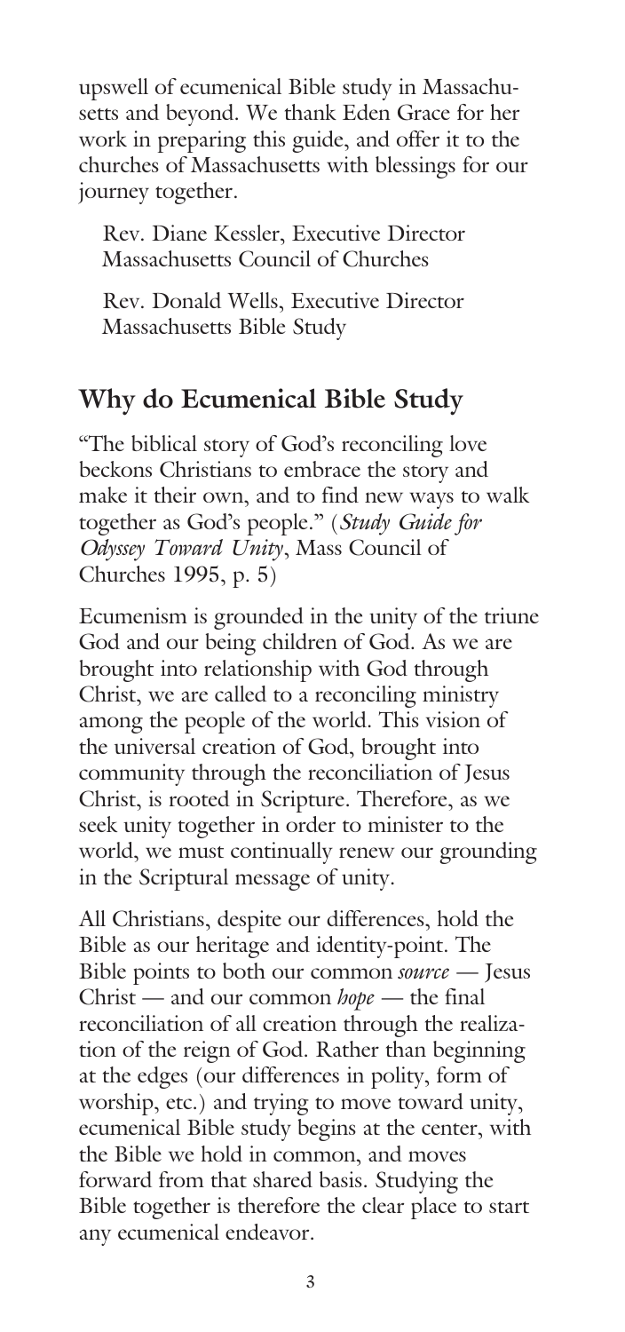upswell of ecumenical Bible study in Massachusetts and beyond. We thank Eden Grace for her work in preparing this guide, and offer it to the churches of Massachusetts with blessings for our journey together.

Rev. Diane Kessler, Executive Director
Massachusetts Council of Churches

Rev. Donald Wells, Executive Director
Massachusetts Bible Study

## Why do Ecumenical Bible Study

"The biblical story of God's reconciling love beckons Christians to embrace the story and make it their own, and to find new ways to walk together as God's people." (*Study Guide for Odyssey Toward Unity*, Mass Council of Churches 1995, p. 5)

Ecumenism is grounded in the unity of the triune God and our being children of God. As we are brought into relationship with God through Christ, we are called to a reconciling ministry among the people of the world. This vision of the universal creation of God, brought into community through the reconciliation of Jesus Christ, is rooted in Scripture. Therefore, as we seek unity together in order to minister to the world, we must continually renew our grounding in the Scriptural message of unity.

All Christians, despite our differences, hold the Bible as our heritage and identity-point. The Bible points to both our common *source* — Jesus Christ — and our common *hope* — the final reconciliation of all creation through the realization of the reign of God. Rather than beginning at the edges (our differences in polity, form of worship, etc.) and trying to move toward unity, ecumenical Bible study begins at the center, with the Bible we hold in common, and moves forward from that shared basis. Studying the Bible together is therefore the clear place to start any ecumenical endeavor.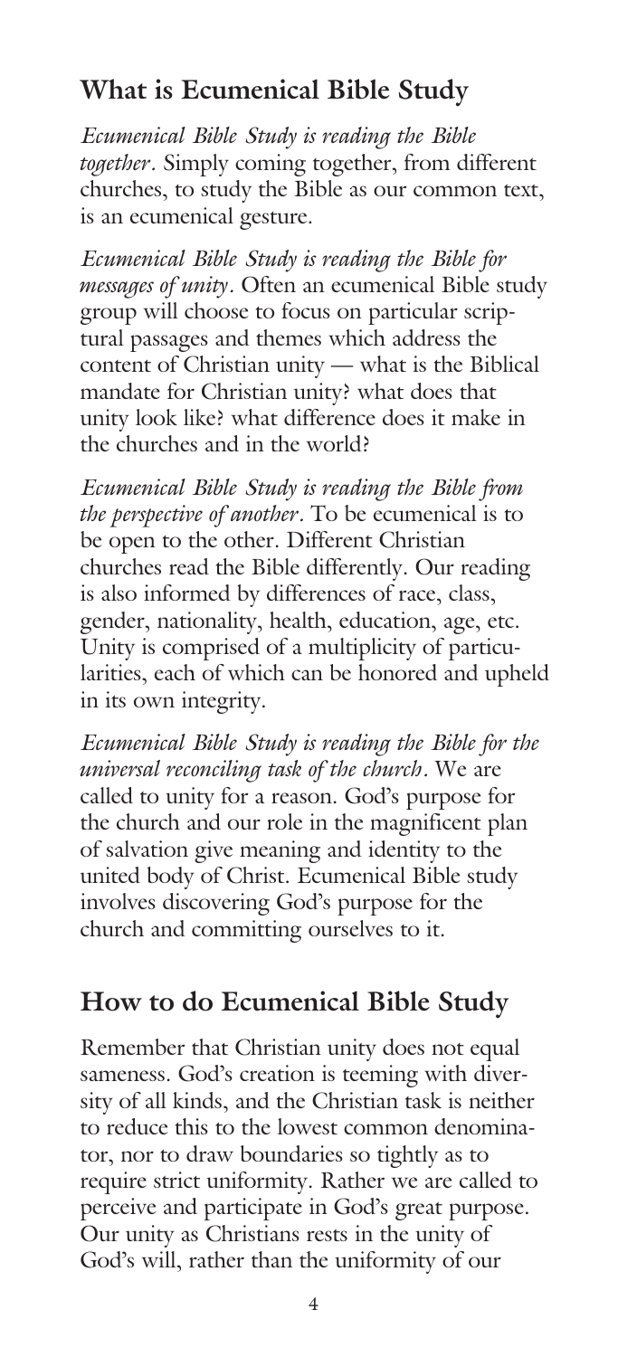## What is Ecumenical Bible Study

*Ecumenical Bible Study is reading the Bible together.* Simply coming together, from different churches, to study the Bible as our common text, is an ecumenical gesture.

*Ecumenical Bible Study is reading the Bible for messages of unity.* Often an ecumenical Bible study group will choose to focus on particular scriptural passages and themes which address the content of Christian unity — what is the Biblical mandate for Christian unity? what does that unity look like? what difference does it make in the churches and in the world?

*Ecumenical Bible Study is reading the Bible from the perspective of another.* To be ecumenical is to be open to the other. Different Christian churches read the Bible differently. Our reading is also informed by differences of race, class, gender, nationality, health, education, age, etc. Unity is comprised of a multiplicity of particularities, each of which can be honored and upheld in its own integrity.

*Ecumenical Bible Study is reading the Bible for the universal reconciling task of the church.* We are called to unity for a reason. God's purpose for the church and our role in the magnificent plan of salvation give meaning and identity to the united body of Christ. Ecumenical Bible study involves discovering God's purpose for the church and committing ourselves to it.

## How to do Ecumenical Bible Study

Remember that Christian unity does not equal sameness. God's creation is teeming with diversity of all kinds, and the Christian task is neither to reduce this to the lowest common denominator, nor to draw boundaries so tightly as to require strict uniformity. Rather we are called to perceive and participate in God's great purpose. Our unity as Christians rests in the unity of God's will, rather than the uniformity of our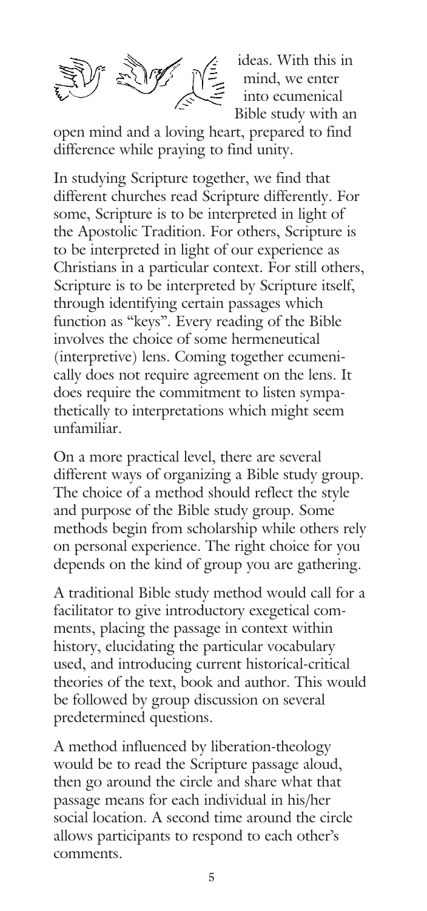ideas. With this in mind, we enter into ecumenical Bible study with an open mind and a loving heart, prepared to find difference while praying to find unity.

In studying Scripture together, we find that different churches read Scripture differently. For some, Scripture is to be interpreted in light of the Apostolic Tradition. For others, Scripture is to be interpreted in light of our experience as Christians in a particular context. For still others, Scripture is to be interpreted by Scripture itself, through identifying certain passages which function as "keys". Every reading of the Bible involves the choice of some hermeneutical (interpretive) lens. Coming together ecumenically does not require agreement on the lens. It does require the commitment to listen sympathetically to interpretations which might seem unfamiliar.

On a more practical level, there are several different ways of organizing a Bible study group. The choice of a method should reflect the style and purpose of the Bible study group. Some methods begin from scholarship while others rely on personal experience. The right choice for you depends on the kind of group you are gathering.

A traditional Bible study method would call for a facilitator to give introductory exegetical comments, placing the passage in context within history, elucidating the particular vocabulary used, and introducing current historical-critical theories of the text, book and author. This would be followed by group discussion on several predetermined questions.

A method influenced by liberation-theology would be to read the Scripture passage aloud, then go around the circle and share what that passage means for each individual in his/her social location. A second time around the circle allows participants to respond to each other's comments.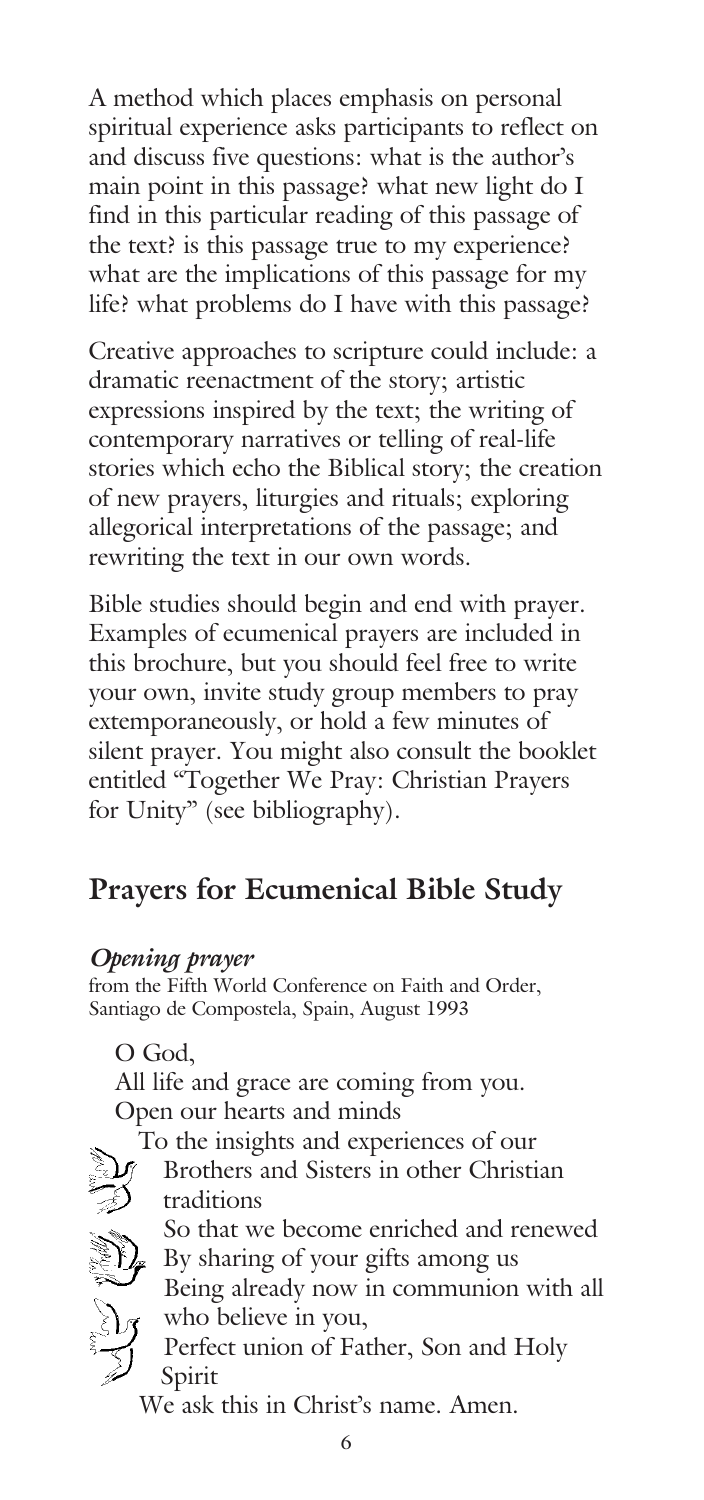A method which places emphasis on personal spiritual experience asks participants to reflect on and discuss five questions: what is the author's main point in this passage? what new light do I find in this particular reading of this passage of the text? is this passage true to my experience? what are the implications of this passage for my life? what problems do I have with this passage?

Creative approaches to scripture could include: a dramatic reenactment of the story; artistic expressions inspired by the text; the writing of contemporary narratives or telling of real-life stories which echo the Biblical story; the creation of new prayers, liturgies and rituals; exploring allegorical interpretations of the passage; and rewriting the text in our own words.

Bible studies should begin and end with prayer. Examples of ecumenical prayers are included in this brochure, but you should feel free to write your own, invite study group members to pray extemporaneously, or hold a few minutes of silent prayer. You might also consult the booklet entitled "Together We Pray: Christian Prayers for Unity" (see bibliography).

## Prayers for Ecumenical Bible Study

***Opening prayer***

from the Fifth World Conference on Faith and Order, Santiago de Compostela, Spain, August 1993

O God,
All life and grace are coming from you.
Open our hearts and minds
To the insights and experiences of our Brothers and Sisters in other Christian traditions
So that we become enriched and renewed
By sharing of your gifts among us
Being already now in communion with all who believe in you,
Perfect union of Father, Son and Holy Spirit
We ask this in Christ's name. Amen.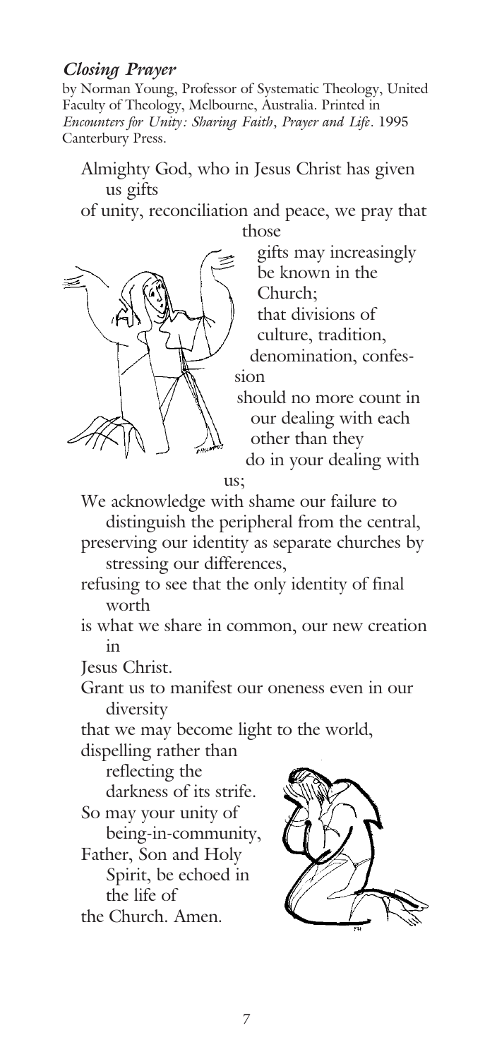### *Closing Prayer*

by Norman Young, Professor of Systematic Theology, United Faculty of Theology, Melbourne, Australia. Printed in *Encounters for Unity: Sharing Faith, Prayer and Life*. 1995 Canterbury Press.

Almighty God, who in Jesus Christ has given us gifts
of unity, reconciliation and peace, we pray that those
gifts may increasingly be known in the Church;
that divisions of culture, tradition, denomination, confession
should no more count in our dealing with each other than they
do in your dealing with us;
We acknowledge with shame our failure to distinguish the peripheral from the central,
preserving our identity as separate churches by stressing our differences,
refusing to see that the only identity of final worth
is what we share in common, our new creation in
Jesus Christ.
Grant us to manifest our oneness even in our diversity
that we may become light to the world,
dispelling rather than reflecting the darkness of its strife.
So may your unity of being-in-community,
Father, Son and Holy Spirit, be echoed in the life of
the Church. Amen.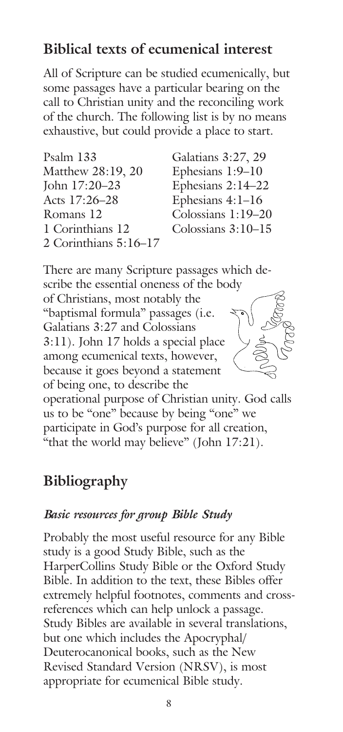## Biblical texts of ecumenical interest

All of Scripture can be studied ecumenically, but some passages have a particular bearing on the call to Christian unity and the reconciling work of the church. The following list is by no means exhaustive, but could provide a place to start.

- Psalm 133
- Matthew 28:19, 20
- John 17:20–23
- Acts 17:26–28
- Romans 12
- 1 Corinthians 12
- 2 Corinthians 5:16–17
- Galatians 3:27, 29
- Ephesians 1:9–10
- Ephesians 2:14–22
- Ephesians 4:1–16
- Colossians 1:19–20
- Colossians 3:10–15

There are many Scripture passages which describe the essential oneness of the body of Christians, most notably the "baptismal formula" passages (i.e. Galatians 3:27 and Colossians 3:11). John 17 holds a special place among ecumenical texts, however, because it goes beyond a statement of being one, to describe the operational purpose of Christian unity. God calls us to be "one" because by being "one" we participate in God's purpose for all creation, "that the world may believe" (John 17:21).

## Bibliography

### *Basic resources for group Bible Study*

Probably the most useful resource for any Bible study is a good Study Bible, such as the HarperCollins Study Bible or the Oxford Study Bible. In addition to the text, these Bibles offer extremely helpful footnotes, comments and cross-references which can help unlock a passage. Study Bibles are available in several translations, but one which includes the Apocryphal/Deuterocanonical books, such as the New Revised Standard Version (NRSV), is most appropriate for ecumenical Bible study.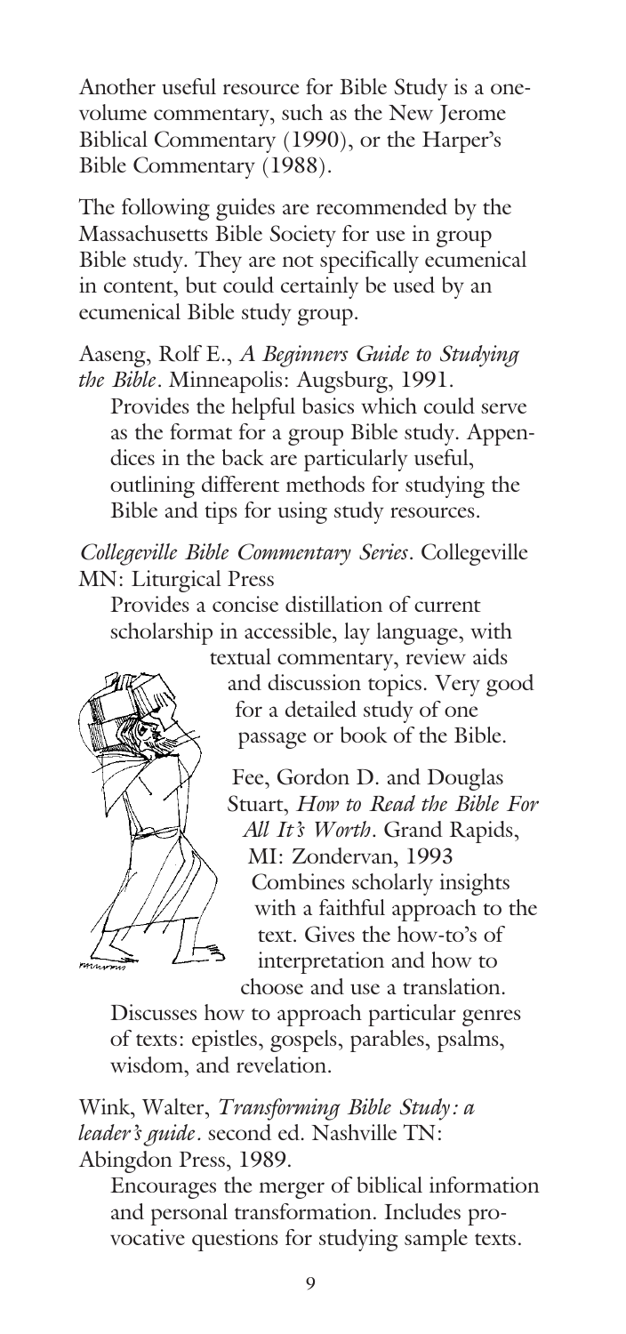Another useful resource for Bible Study is a one-volume commentary, such as the New Jerome Biblical Commentary (1990), or the Harper's Bible Commentary (1988).

The following guides are recommended by the Massachusetts Bible Society for use in group Bible study. They are not specifically ecumenical in content, but could certainly be used by an ecumenical Bible study group.

Aaseng, Rolf E., *A Beginners Guide to Studying the Bible*. Minneapolis: Augsburg, 1991.
Provides the helpful basics which could serve as the format for a group Bible study. Appendices in the back are particularly useful, outlining different methods for studying the Bible and tips for using study resources.

*Collegeville Bible Commentary Series*. Collegeville MN: Liturgical Press
Provides a concise distillation of current scholarship in accessible, lay language, with textual commentary, review aids and discussion topics. Very good for a detailed study of one passage or book of the Bible.

Fee, Gordon D. and Douglas Stuart, *How to Read the Bible For All It's Worth*. Grand Rapids, MI: Zondervan, 1993
Combines scholarly insights with a faithful approach to the text. Gives the how-to's of interpretation and how to choose and use a translation. Discusses how to approach particular genres of texts: epistles, gospels, parables, psalms, wisdom, and revelation.

Wink, Walter, *Transforming Bible Study: a leader's guide*. second ed. Nashville TN: Abingdon Press, 1989.
Encourages the merger of biblical information and personal transformation. Includes provocative questions for studying sample texts.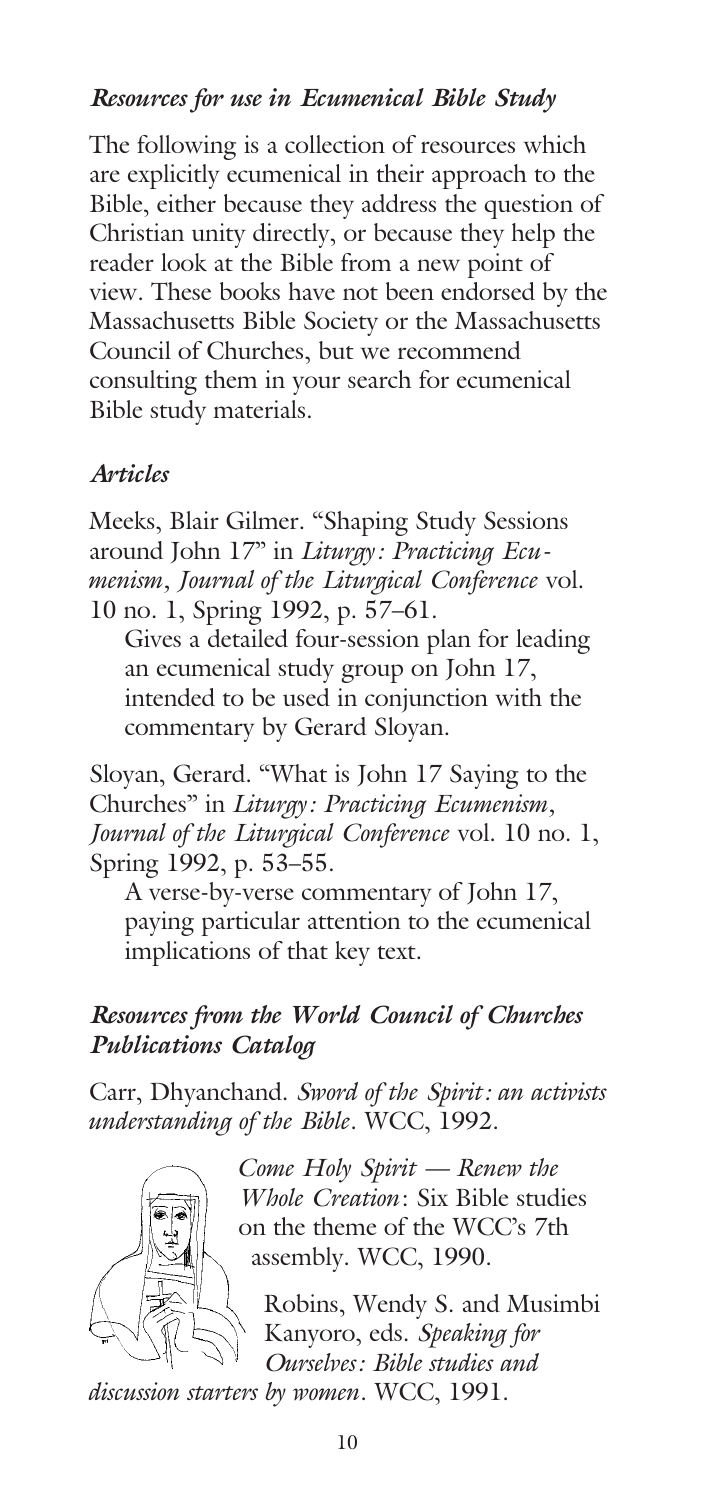### *Resources for use in Ecumenical Bible Study*

The following is a collection of resources which are explicitly ecumenical in their approach to the Bible, either because they address the question of Christian unity directly, or because they help the reader look at the Bible from a new point of view. These books have not been endorsed by the Massachusetts Bible Society or the Massachusetts Council of Churches, but we recommend consulting them in your search for ecumenical Bible study materials.

### *Articles*

Meeks, Blair Gilmer. "Shaping Study Sessions around John 17" in *Liturgy: Practicing Ecumenism, Journal of the Liturgical Conference* vol. 10 no. 1, Spring 1992, p. 57–61.

Gives a detailed four-session plan for leading an ecumenical study group on John 17, intended to be used in conjunction with the commentary by Gerard Sloyan.

Sloyan, Gerard. "What is John 17 Saying to the Churches" in *Liturgy: Practicing Ecumenism, Journal of the Liturgical Conference* vol. 10 no. 1, Spring 1992, p. 53–55.

A verse-by-verse commentary of John 17, paying particular attention to the ecumenical implications of that key text.

### *Resources from the World Council of Churches Publications Catalog*

Carr, Dhyanchand. *Sword of the Spirit: an activists understanding of the Bible*. WCC, 1992.

*Come Holy Spirit — Renew the Whole Creation*: Six Bible studies on the theme of the WCC's 7th assembly. WCC, 1990.

Robins, Wendy S. and Musimbi Kanyoro, eds. *Speaking for Ourselves: Bible studies and discussion starters by women*. WCC, 1991.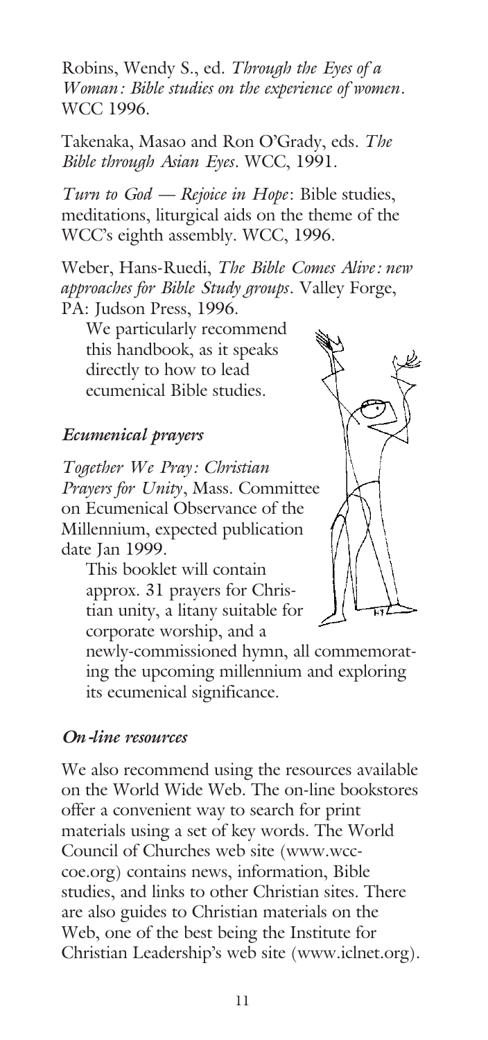Robins, Wendy S., ed. *Through the Eyes of a Woman: Bible studies on the experience of women*. WCC 1996.

Takenaka, Masao and Ron O'Grady, eds. *The Bible through Asian Eyes*. WCC, 1991.

*Turn to God — Rejoice in Hope*: Bible studies, meditations, liturgical aids on the theme of the WCC's eighth assembly. WCC, 1996.

Weber, Hans-Ruedi, *The Bible Comes Alive: new approaches for Bible Study groups*. Valley Forge, PA: Judson Press, 1996.

We particularly recommend this handbook, as it speaks directly to how to lead ecumenical Bible studies.

### *Ecumenical prayers*

*Together We Pray: Christian Prayers for Unity*, Mass. Committee on Ecumenical Observance of the Millennium, expected publication date Jan 1999.

This booklet will contain approx. 31 prayers for Christian unity, a litany suitable for corporate worship, and a newly-commissioned hymn, all commemorating the upcoming millennium and exploring its ecumenical significance.

### *On-line resources*

We also recommend using the resources available on the World Wide Web. The on-line bookstores offer a convenient way to search for print materials using a set of key words. The World Council of Churches web site (www.wcc-coe.org) contains news, information, Bible studies, and links to other Christian sites. There are also guides to Christian materials on the Web, one of the best being the Institute for Christian Leadership's web site (www.iclnet.org).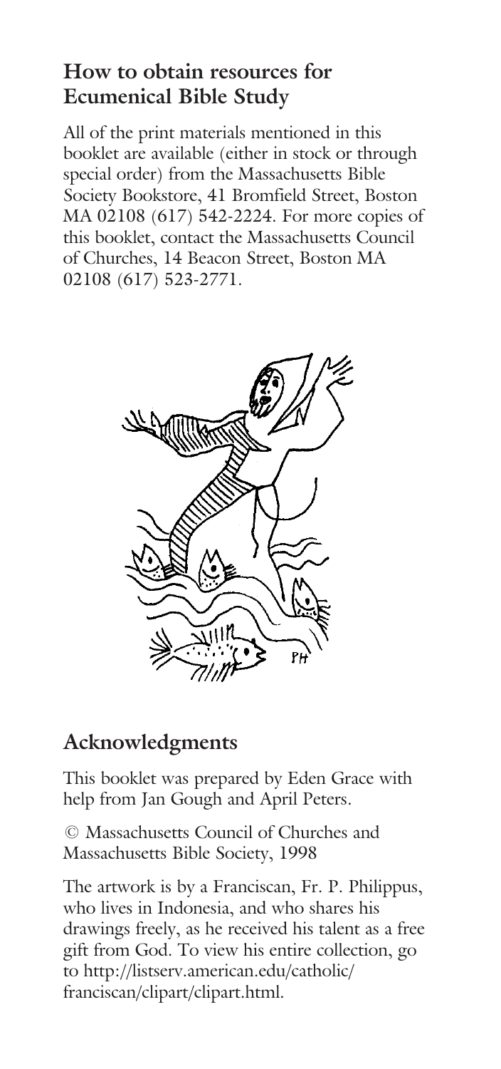## How to obtain resources for Ecumenical Bible Study

All of the print materials mentioned in this booklet are available (either in stock or through special order) from the Massachusetts Bible Society Bookstore, 41 Bromfield Street, Boston MA 02108 (617) 542-2224. For more copies of this booklet, contact the Massachusetts Council of Churches, 14 Beacon Street, Boston MA 02108 (617) 523-2771.

## Acknowledgments

This booklet was prepared by Eden Grace with help from Jan Gough and April Peters.

© Massachusetts Council of Churches and Massachusetts Bible Society, 1998

The artwork is by a Franciscan, Fr. P. Philippus, who lives in Indonesia, and who shares his drawings freely, as he received his talent as a free gift from God. To view his entire collection, go to http://listserv.american.edu/catholic/franciscan/clipart/clipart.html.